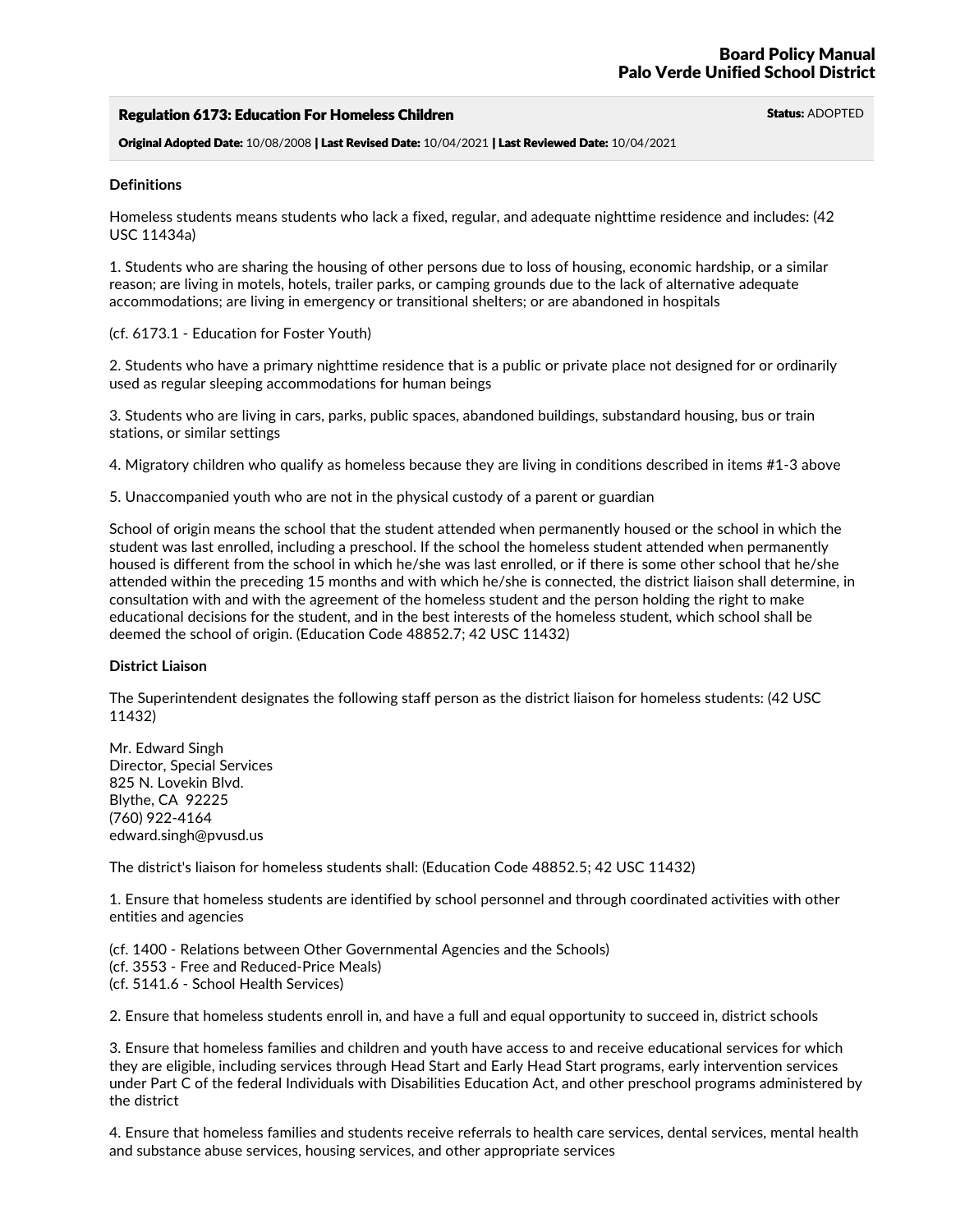**Board Policy Manual**
**Palo Verde Unified School District**

## Regulation 6173: Education For Homeless Children

**Status:** ADOPTED

**Original Adopted Date:** 10/08/2008 | **Last Revised Date:** 10/04/2021 | **Last Reviewed Date:** 10/04/2021

### Definitions

Homeless students means students who lack a fixed, regular, and adequate nighttime residence and includes: (42 USC 11434a)

1. Students who are sharing the housing of other persons due to loss of housing, economic hardship, or a similar reason; are living in motels, hotels, trailer parks, or camping grounds due to the lack of alternative adequate accommodations; are living in emergency or transitional shelters; or are abandoned in hospitals

(cf. 6173.1 - Education for Foster Youth)

2. Students who have a primary nighttime residence that is a public or private place not designed for or ordinarily used as regular sleeping accommodations for human beings

3. Students who are living in cars, parks, public spaces, abandoned buildings, substandard housing, bus or train stations, or similar settings

4. Migratory children who qualify as homeless because they are living in conditions described in items #1-3 above

5. Unaccompanied youth who are not in the physical custody of a parent or guardian

School of origin means the school that the student attended when permanently housed or the school in which the student was last enrolled, including a preschool. If the school the homeless student attended when permanently housed is different from the school in which he/she was last enrolled, or if there is some other school that he/she attended within the preceding 15 months and with which he/she is connected, the district liaison shall determine, in consultation with and with the agreement of the homeless student and the person holding the right to make educational decisions for the student, and in the best interests of the homeless student, which school shall be deemed the school of origin. (Education Code 48852.7; 42 USC 11432)

### District Liaison

The Superintendent designates the following staff person as the district liaison for homeless students: (42 USC 11432)

Mr. Edward Singh
Director, Special Services
825 N. Lovekin Blvd.
Blythe, CA 92225
(760) 922-4164
edward.singh@pvusd.us

The district's liaison for homeless students shall: (Education Code 48852.5; 42 USC 11432)

1. Ensure that homeless students are identified by school personnel and through coordinated activities with other entities and agencies

(cf. 1400 - Relations between Other Governmental Agencies and the Schools)
(cf. 3553 - Free and Reduced-Price Meals)
(cf. 5141.6 - School Health Services)

2. Ensure that homeless students enroll in, and have a full and equal opportunity to succeed in, district schools

3. Ensure that homeless families and children and youth have access to and receive educational services for which they are eligible, including services through Head Start and Early Head Start programs, early intervention services under Part C of the federal Individuals with Disabilities Education Act, and other preschool programs administered by the district

4. Ensure that homeless families and students receive referrals to health care services, dental services, mental health and substance abuse services, housing services, and other appropriate services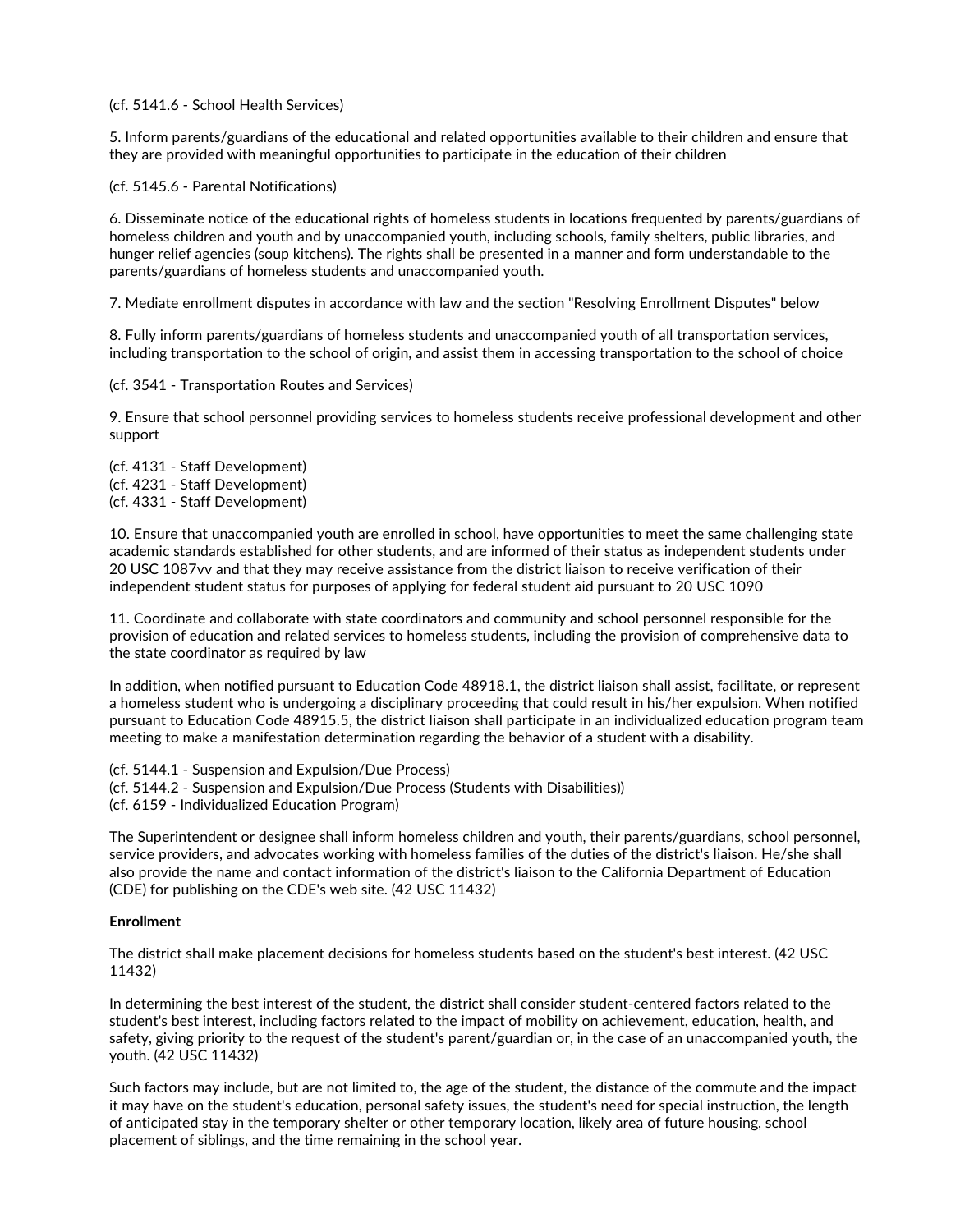(cf. 5141.6 - School Health Services)

5. Inform parents/guardians of the educational and related opportunities available to their children and ensure that they are provided with meaningful opportunities to participate in the education of their children

(cf. 5145.6 - Parental Notifications)

6. Disseminate notice of the educational rights of homeless students in locations frequented by parents/guardians of homeless children and youth and by unaccompanied youth, including schools, family shelters, public libraries, and hunger relief agencies (soup kitchens). The rights shall be presented in a manner and form understandable to the parents/guardians of homeless students and unaccompanied youth.

7. Mediate enrollment disputes in accordance with law and the section "Resolving Enrollment Disputes" below

8. Fully inform parents/guardians of homeless students and unaccompanied youth of all transportation services, including transportation to the school of origin, and assist them in accessing transportation to the school of choice

(cf. 3541 - Transportation Routes and Services)

9. Ensure that school personnel providing services to homeless students receive professional development and other support

(cf. 4131 - Staff Development)
(cf. 4231 - Staff Development)
(cf. 4331 - Staff Development)

10. Ensure that unaccompanied youth are enrolled in school, have opportunities to meet the same challenging state academic standards established for other students, and are informed of their status as independent students under 20 USC 1087vv and that they may receive assistance from the district liaison to receive verification of their independent student status for purposes of applying for federal student aid pursuant to 20 USC 1090

11. Coordinate and collaborate with state coordinators and community and school personnel responsible for the provision of education and related services to homeless students, including the provision of comprehensive data to the state coordinator as required by law

In addition, when notified pursuant to Education Code 48918.1, the district liaison shall assist, facilitate, or represent a homeless student who is undergoing a disciplinary proceeding that could result in his/her expulsion. When notified pursuant to Education Code 48915.5, the district liaison shall participate in an individualized education program team meeting to make a manifestation determination regarding the behavior of a student with a disability.

(cf. 5144.1 - Suspension and Expulsion/Due Process)
(cf. 5144.2 - Suspension and Expulsion/Due Process (Students with Disabilities))
(cf. 6159 - Individualized Education Program)

The Superintendent or designee shall inform homeless children and youth, their parents/guardians, school personnel, service providers, and advocates working with homeless families of the duties of the district's liaison. He/she shall also provide the name and contact information of the district's liaison to the California Department of Education (CDE) for publishing on the CDE's web site. (42 USC 11432)

**Enrollment**

The district shall make placement decisions for homeless students based on the student's best interest. (42 USC 11432)

In determining the best interest of the student, the district shall consider student-centered factors related to the student's best interest, including factors related to the impact of mobility on achievement, education, health, and safety, giving priority to the request of the student's parent/guardian or, in the case of an unaccompanied youth, the youth. (42 USC 11432)

Such factors may include, but are not limited to, the age of the student, the distance of the commute and the impact it may have on the student's education, personal safety issues, the student's need for special instruction, the length of anticipated stay in the temporary shelter or other temporary location, likely area of future housing, school placement of siblings, and the time remaining in the school year.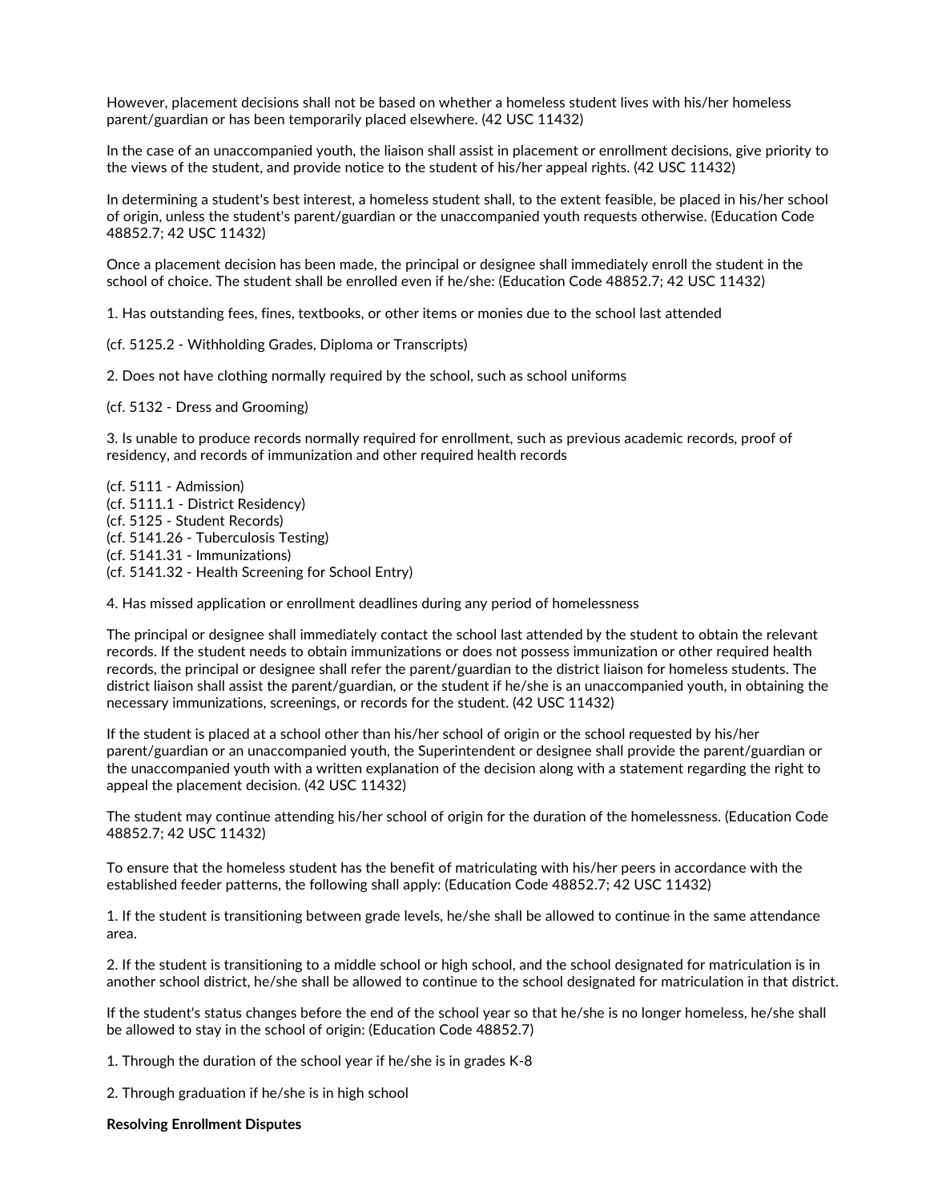However, placement decisions shall not be based on whether a homeless student lives with his/her homeless parent/guardian or has been temporarily placed elsewhere. (42 USC 11432)

In the case of an unaccompanied youth, the liaison shall assist in placement or enrollment decisions, give priority to the views of the student, and provide notice to the student of his/her appeal rights. (42 USC 11432)

In determining a student's best interest, a homeless student shall, to the extent feasible, be placed in his/her school of origin, unless the student's parent/guardian or the unaccompanied youth requests otherwise. (Education Code 48852.7; 42 USC 11432)

Once a placement decision has been made, the principal or designee shall immediately enroll the student in the school of choice. The student shall be enrolled even if he/she: (Education Code 48852.7; 42 USC 11432)

1. Has outstanding fees, fines, textbooks, or other items or monies due to the school last attended

(cf. 5125.2 - Withholding Grades, Diploma or Transcripts)

2. Does not have clothing normally required by the school, such as school uniforms

(cf. 5132 - Dress and Grooming)

3. Is unable to produce records normally required for enrollment, such as previous academic records, proof of residency, and records of immunization and other required health records

(cf. 5111 - Admission)
(cf. 5111.1 - District Residency)
(cf. 5125 - Student Records)
(cf. 5141.26 - Tuberculosis Testing)
(cf. 5141.31 - Immunizations)
(cf. 5141.32 - Health Screening for School Entry)

4. Has missed application or enrollment deadlines during any period of homelessness

The principal or designee shall immediately contact the school last attended by the student to obtain the relevant records. If the student needs to obtain immunizations or does not possess immunization or other required health records, the principal or designee shall refer the parent/guardian to the district liaison for homeless students. The district liaison shall assist the parent/guardian, or the student if he/she is an unaccompanied youth, in obtaining the necessary immunizations, screenings, or records for the student. (42 USC 11432)

If the student is placed at a school other than his/her school of origin or the school requested by his/her parent/guardian or an unaccompanied youth, the Superintendent or designee shall provide the parent/guardian or the unaccompanied youth with a written explanation of the decision along with a statement regarding the right to appeal the placement decision. (42 USC 11432)

The student may continue attending his/her school of origin for the duration of the homelessness. (Education Code 48852.7; 42 USC 11432)

To ensure that the homeless student has the benefit of matriculating with his/her peers in accordance with the established feeder patterns, the following shall apply: (Education Code 48852.7; 42 USC 11432)

1. If the student is transitioning between grade levels, he/she shall be allowed to continue in the same attendance area.

2. If the student is transitioning to a middle school or high school, and the school designated for matriculation is in another school district, he/she shall be allowed to continue to the school designated for matriculation in that district.

If the student's status changes before the end of the school year so that he/she is no longer homeless, he/she shall be allowed to stay in the school of origin: (Education Code 48852.7)

1. Through the duration of the school year if he/she is in grades K-8

2. Through graduation if he/she is in high school

**Resolving Enrollment Disputes**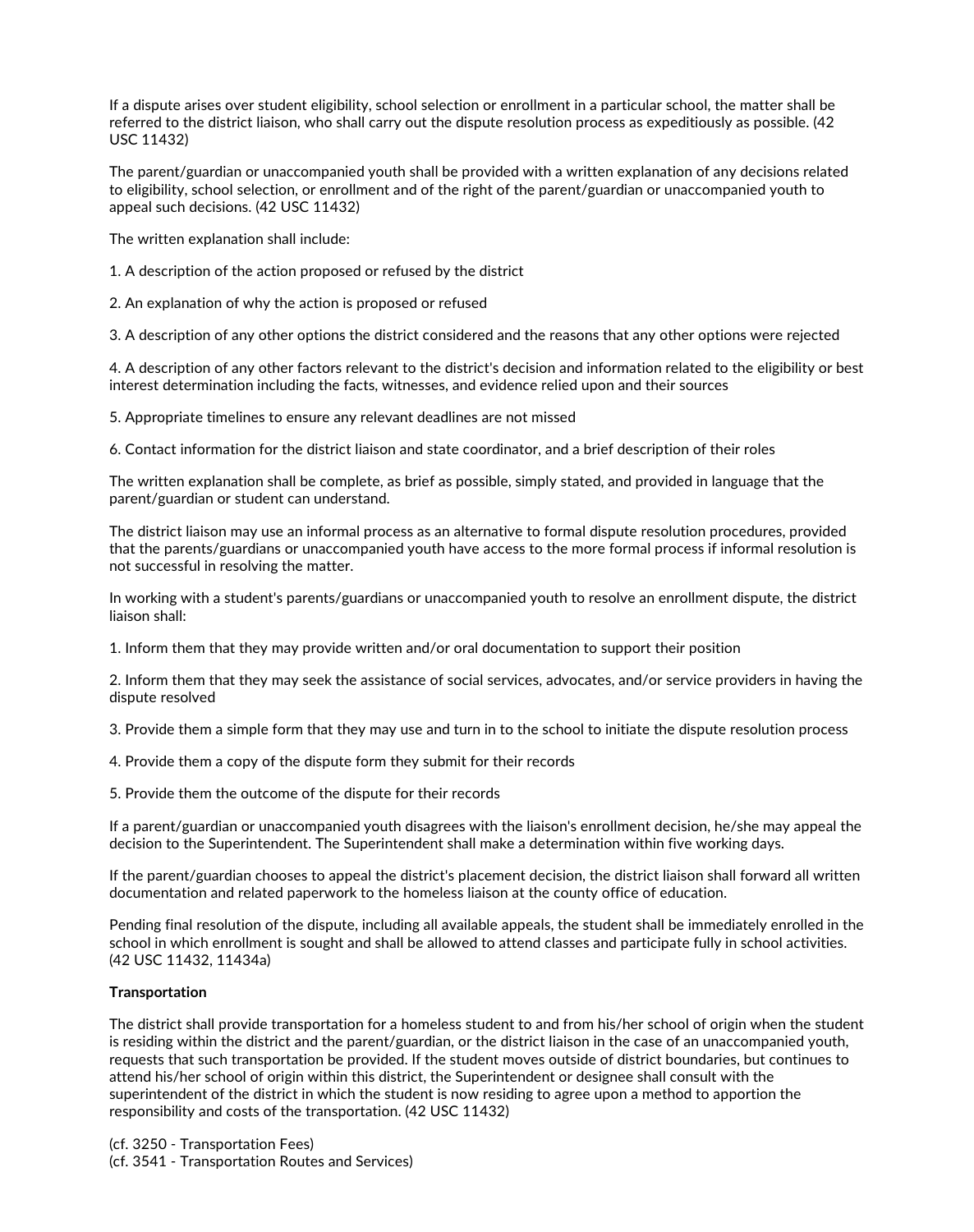If a dispute arises over student eligibility, school selection or enrollment in a particular school, the matter shall be referred to the district liaison, who shall carry out the dispute resolution process as expeditiously as possible. (42 USC 11432)

The parent/guardian or unaccompanied youth shall be provided with a written explanation of any decisions related to eligibility, school selection, or enrollment and of the right of the parent/guardian or unaccompanied youth to appeal such decisions. (42 USC 11432)

The written explanation shall include:

1. A description of the action proposed or refused by the district

2. An explanation of why the action is proposed or refused

3. A description of any other options the district considered and the reasons that any other options were rejected

4. A description of any other factors relevant to the district's decision and information related to the eligibility or best interest determination including the facts, witnesses, and evidence relied upon and their sources

5. Appropriate timelines to ensure any relevant deadlines are not missed

6. Contact information for the district liaison and state coordinator, and a brief description of their roles

The written explanation shall be complete, as brief as possible, simply stated, and provided in language that the parent/guardian or student can understand.

The district liaison may use an informal process as an alternative to formal dispute resolution procedures, provided that the parents/guardians or unaccompanied youth have access to the more formal process if informal resolution is not successful in resolving the matter.

In working with a student's parents/guardians or unaccompanied youth to resolve an enrollment dispute, the district liaison shall:

1. Inform them that they may provide written and/or oral documentation to support their position

2. Inform them that they may seek the assistance of social services, advocates, and/or service providers in having the dispute resolved

3. Provide them a simple form that they may use and turn in to the school to initiate the dispute resolution process

4. Provide them a copy of the dispute form they submit for their records

5. Provide them the outcome of the dispute for their records

If a parent/guardian or unaccompanied youth disagrees with the liaison's enrollment decision, he/she may appeal the decision to the Superintendent. The Superintendent shall make a determination within five working days.

If the parent/guardian chooses to appeal the district's placement decision, the district liaison shall forward all written documentation and related paperwork to the homeless liaison at the county office of education.

Pending final resolution of the dispute, including all available appeals, the student shall be immediately enrolled in the school in which enrollment is sought and shall be allowed to attend classes and participate fully in school activities. (42 USC 11432, 11434a)

**Transportation**

The district shall provide transportation for a homeless student to and from his/her school of origin when the student is residing within the district and the parent/guardian, or the district liaison in the case of an unaccompanied youth, requests that such transportation be provided. If the student moves outside of district boundaries, but continues to attend his/her school of origin within this district, the Superintendent or designee shall consult with the superintendent of the district in which the student is now residing to agree upon a method to apportion the responsibility and costs of the transportation. (42 USC 11432)

(cf. 3250 - Transportation Fees)
(cf. 3541 - Transportation Routes and Services)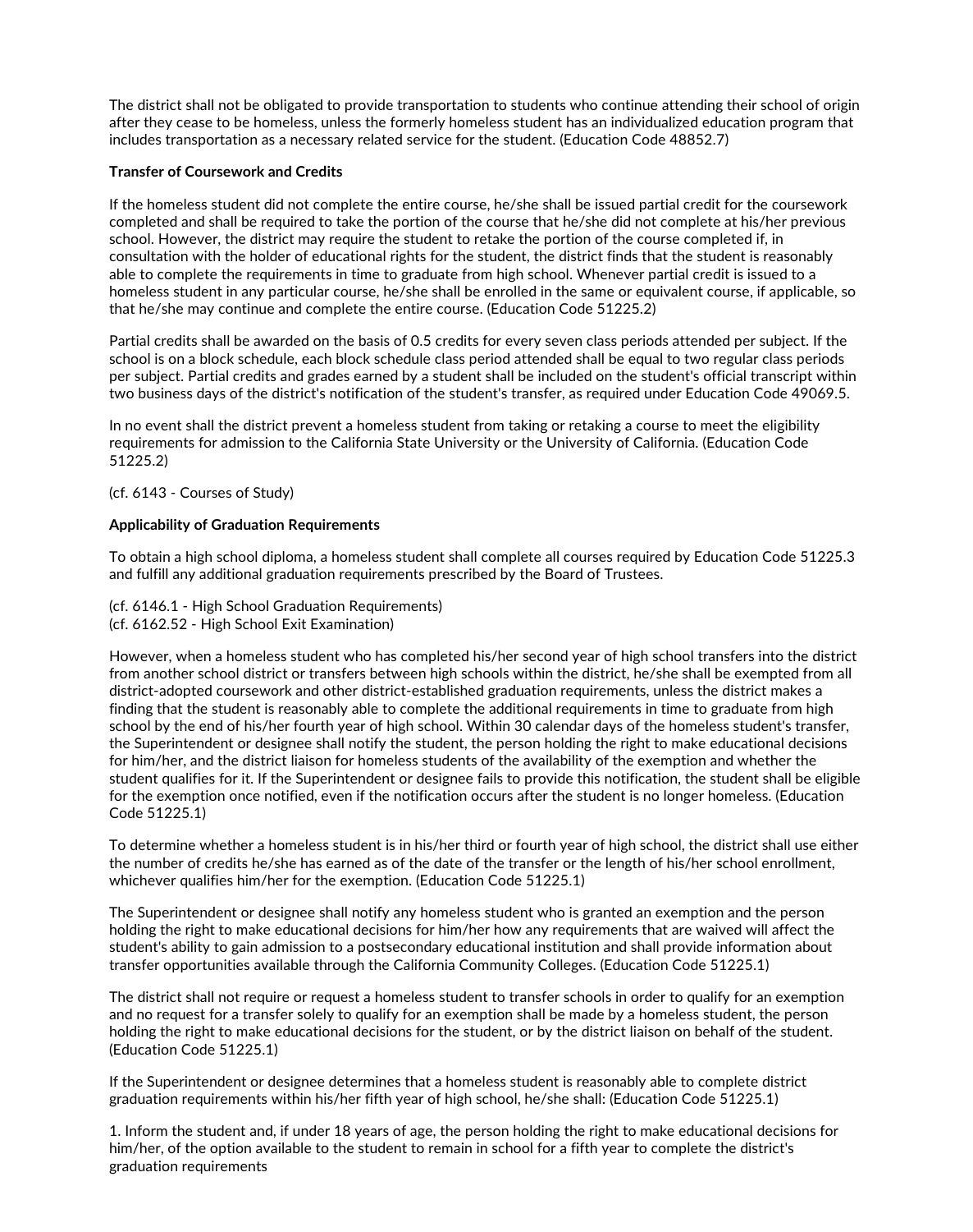The district shall not be obligated to provide transportation to students who continue attending their school of origin after they cease to be homeless, unless the formerly homeless student has an individualized education program that includes transportation as a necessary related service for the student. (Education Code 48852.7)

**Transfer of Coursework and Credits**

If the homeless student did not complete the entire course, he/she shall be issued partial credit for the coursework completed and shall be required to take the portion of the course that he/she did not complete at his/her previous school. However, the district may require the student to retake the portion of the course completed if, in consultation with the holder of educational rights for the student, the district finds that the student is reasonably able to complete the requirements in time to graduate from high school. Whenever partial credit is issued to a homeless student in any particular course, he/she shall be enrolled in the same or equivalent course, if applicable, so that he/she may continue and complete the entire course. (Education Code 51225.2)

Partial credits shall be awarded on the basis of 0.5 credits for every seven class periods attended per subject. If the school is on a block schedule, each block schedule class period attended shall be equal to two regular class periods per subject. Partial credits and grades earned by a student shall be included on the student's official transcript within two business days of the district's notification of the student's transfer, as required under Education Code 49069.5.

In no event shall the district prevent a homeless student from taking or retaking a course to meet the eligibility requirements for admission to the California State University or the University of California. (Education Code 51225.2)

(cf. 6143 - Courses of Study)

**Applicability of Graduation Requirements**

To obtain a high school diploma, a homeless student shall complete all courses required by Education Code 51225.3 and fulfill any additional graduation requirements prescribed by the Board of Trustees.

(cf. 6146.1 - High School Graduation Requirements)
(cf. 6162.52 - High School Exit Examination)

However, when a homeless student who has completed his/her second year of high school transfers into the district from another school district or transfers between high schools within the district, he/she shall be exempted from all district-adopted coursework and other district-established graduation requirements, unless the district makes a finding that the student is reasonably able to complete the additional requirements in time to graduate from high school by the end of his/her fourth year of high school. Within 30 calendar days of the homeless student's transfer, the Superintendent or designee shall notify the student, the person holding the right to make educational decisions for him/her, and the district liaison for homeless students of the availability of the exemption and whether the student qualifies for it. If the Superintendent or designee fails to provide this notification, the student shall be eligible for the exemption once notified, even if the notification occurs after the student is no longer homeless. (Education Code 51225.1)

To determine whether a homeless student is in his/her third or fourth year of high school, the district shall use either the number of credits he/she has earned as of the date of the transfer or the length of his/her school enrollment, whichever qualifies him/her for the exemption. (Education Code 51225.1)

The Superintendent or designee shall notify any homeless student who is granted an exemption and the person holding the right to make educational decisions for him/her how any requirements that are waived will affect the student's ability to gain admission to a postsecondary educational institution and shall provide information about transfer opportunities available through the California Community Colleges. (Education Code 51225.1)

The district shall not require or request a homeless student to transfer schools in order to qualify for an exemption and no request for a transfer solely to qualify for an exemption shall be made by a homeless student, the person holding the right to make educational decisions for the student, or by the district liaison on behalf of the student. (Education Code 51225.1)

If the Superintendent or designee determines that a homeless student is reasonably able to complete district graduation requirements within his/her fifth year of high school, he/she shall: (Education Code 51225.1)

1. Inform the student and, if under 18 years of age, the person holding the right to make educational decisions for him/her, of the option available to the student to remain in school for a fifth year to complete the district's graduation requirements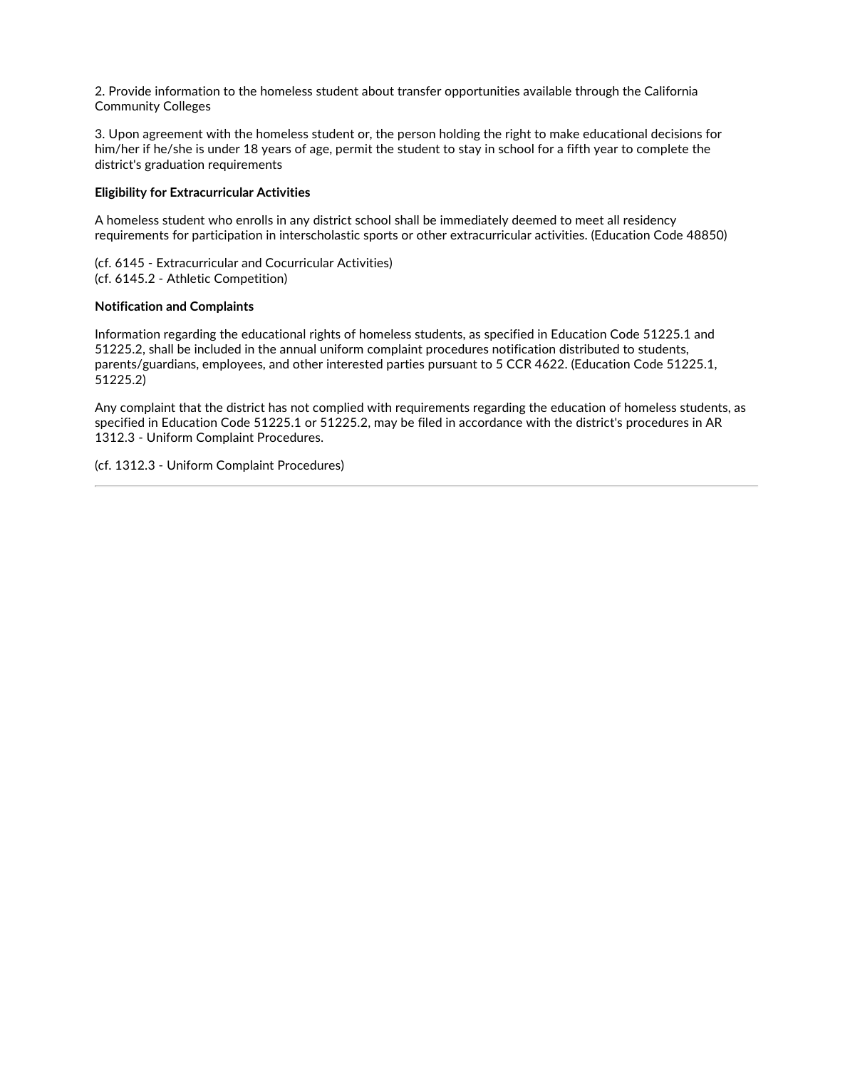2. Provide information to the homeless student about transfer opportunities available through the California Community Colleges

3. Upon agreement with the homeless student or, the person holding the right to make educational decisions for him/her if he/she is under 18 years of age, permit the student to stay in school for a fifth year to complete the district's graduation requirements

**Eligibility for Extracurricular Activities**

A homeless student who enrolls in any district school shall be immediately deemed to meet all residency requirements for participation in interscholastic sports or other extracurricular activities. (Education Code 48850)

(cf. 6145 - Extracurricular and Cocurricular Activities)
(cf. 6145.2 - Athletic Competition)

**Notification and Complaints**

Information regarding the educational rights of homeless students, as specified in Education Code 51225.1 and 51225.2, shall be included in the annual uniform complaint procedures notification distributed to students, parents/guardians, employees, and other interested parties pursuant to 5 CCR 4622. (Education Code 51225.1, 51225.2)

Any complaint that the district has not complied with requirements regarding the education of homeless students, as specified in Education Code 51225.1 or 51225.2, may be filed in accordance with the district's procedures in AR 1312.3 - Uniform Complaint Procedures.

(cf. 1312.3 - Uniform Complaint Procedures)

---